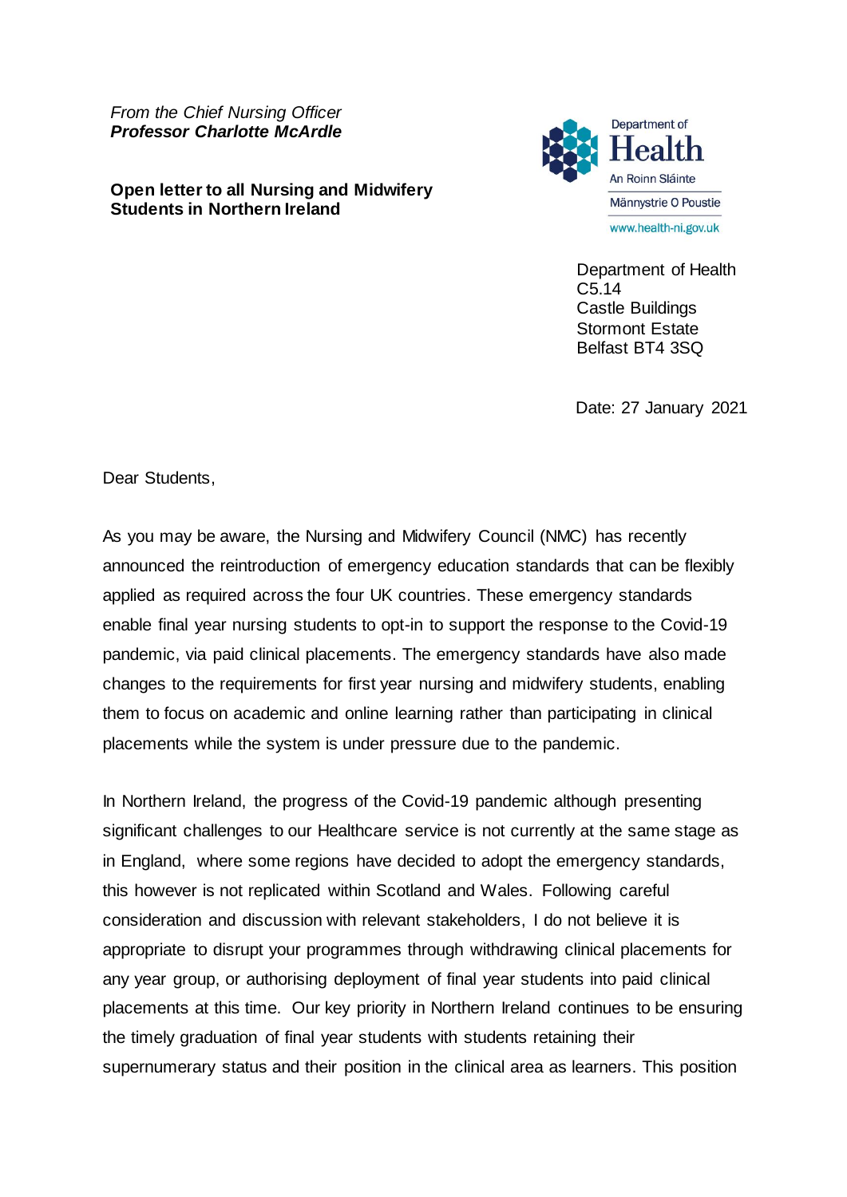*From the Chief Nursing Officer*
***Professor Charlotte McArdle***

**Open letter to all Nursing and Midwifery Students in Northern Ireland**

Department of Health
An Roinn Sláinte
Männystrie O Poustie
www.health-ni.gov.uk

Department of Health
C5.14
Castle Buildings
Stormont Estate
Belfast BT4 3SQ

Date: 27 January 2021

Dear Students,

As you may be aware, the Nursing and Midwifery Council (NMC) has recently announced the reintroduction of emergency education standards that can be flexibly applied as required across the four UK countries. These emergency standards enable final year nursing students to opt-in to support the response to the Covid-19 pandemic, via paid clinical placements. The emergency standards have also made changes to the requirements for first year nursing and midwifery students, enabling them to focus on academic and online learning rather than participating in clinical placements while the system is under pressure due to the pandemic.

In Northern Ireland, the progress of the Covid-19 pandemic although presenting significant challenges to our Healthcare service is not currently at the same stage as in England, where some regions have decided to adopt the emergency standards, this however is not replicated within Scotland and Wales. Following careful consideration and discussion with relevant stakeholders, I do not believe it is appropriate to disrupt your programmes through withdrawing clinical placements for any year group, or authorising deployment of final year students into paid clinical placements at this time. Our key priority in Northern Ireland continues to be ensuring the timely graduation of final year students with students retaining their supernumerary status and their position in the clinical area as learners. This position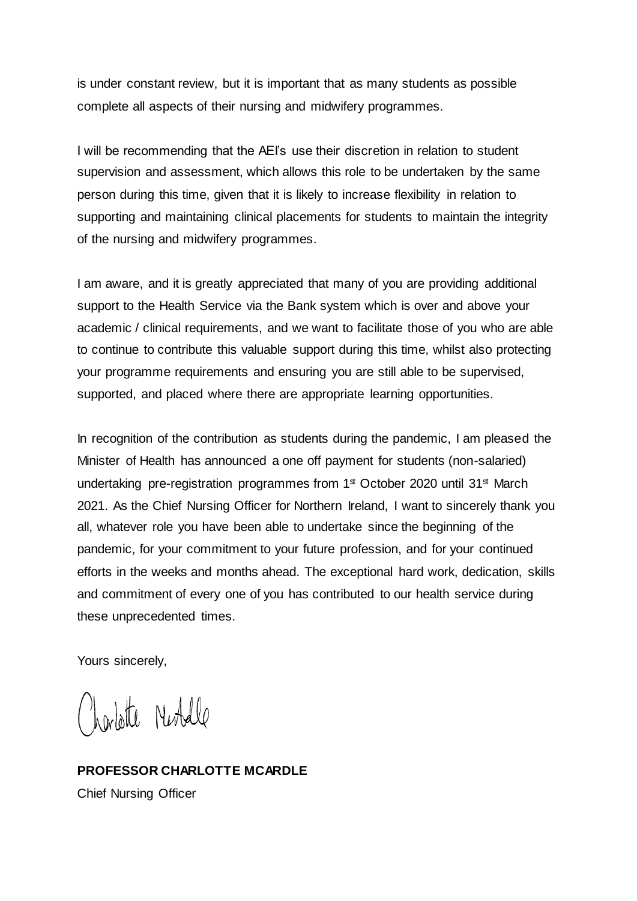is under constant review, but it is important that as many students as possible complete all aspects of their nursing and midwifery programmes.

I will be recommending that the AEI's use their discretion in relation to student supervision and assessment, which allows this role to be undertaken by the same person during this time, given that it is likely to increase flexibility in relation to supporting and maintaining clinical placements for students to maintain the integrity of the nursing and midwifery programmes.

I am aware, and it is greatly appreciated that many of you are providing additional support to the Health Service via the Bank system which is over and above your academic / clinical requirements, and we want to facilitate those of you who are able to continue to contribute this valuable support during this time, whilst also protecting your programme requirements and ensuring you are still able to be supervised, supported, and placed where there are appropriate learning opportunities.

In recognition of the contribution as students during the pandemic, I am pleased the Minister of Health has announced a one off payment for students (non-salaried) undertaking pre-registration programmes from 1st October 2020 until 31st March 2021. As the Chief Nursing Officer for Northern Ireland, I want to sincerely thank you all, whatever role you have been able to undertake since the beginning of the pandemic, for your commitment to your future profession, and for your continued efforts in the weeks and months ahead. The exceptional hard work, dedication, skills and commitment of every one of you has contributed to our health service during these unprecedented times.

Yours sincerely,

Charlotte McArdle

**PROFESSOR CHARLOTTE MCARDLE**
Chief Nursing Officer